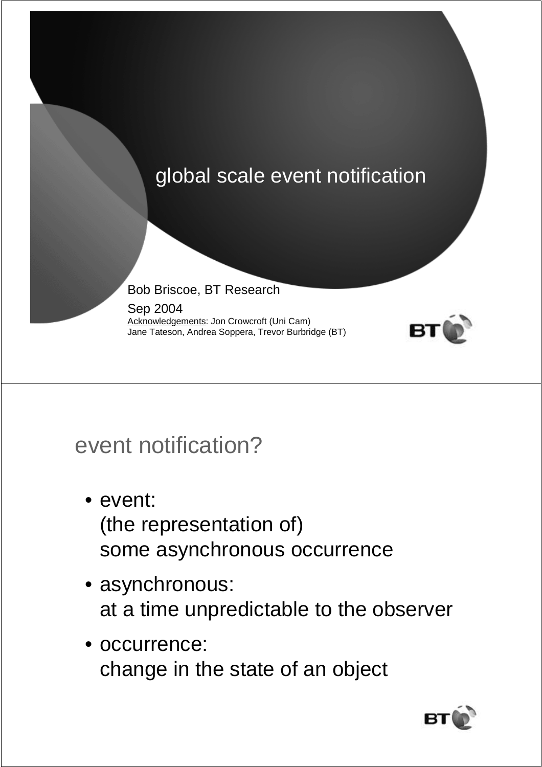# global scale event notification

Bob Briscoe, BT Research

Sep 2004

Acknowledgements: Jon Crowcroft (Uni Cam)
Jane Tateson, Andrea Soppera, Trevor Burbridge (BT)

## event notification?

- event:
  (the representation of)
  some asynchronous occurrence
- asynchronous:
  at a time unpredictable to the observer
- occurrence:
  change in the state of an object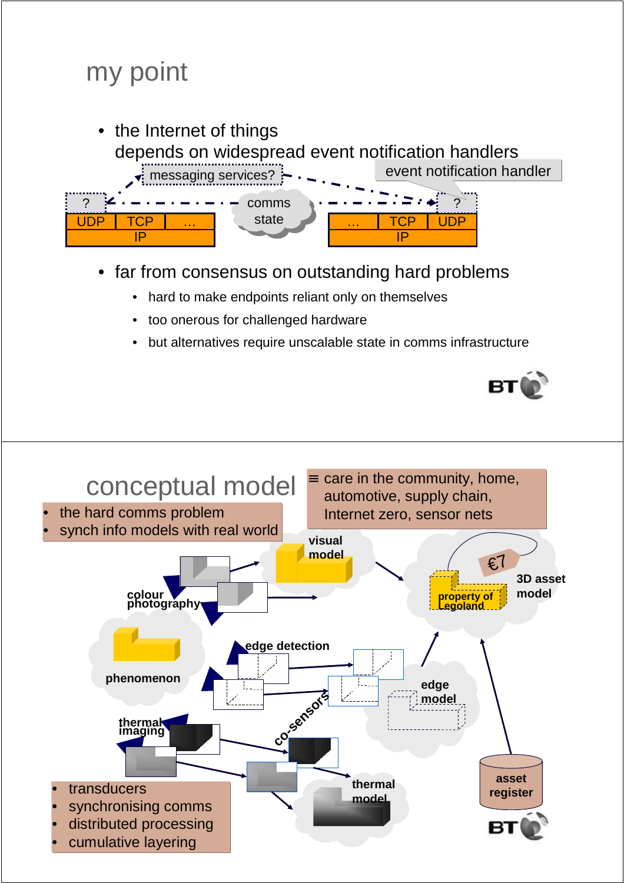## my point

- the Internet of things
  depends on widespread event notification handlers

messaging services?

event notification handler

| ? | | |
| --- | --- | --- |
| UDP | TCP | … |
| IP | | |

comms state

| | | ? |
| --- | --- | --- |
| … | TCP | UDP |
| IP | | |

- far from consensus on outstanding hard problems
  - hard to make endpoints reliant only on themselves
  - too onerous for challenged hardware
  - but alternatives require unscalable state in comms infrastructure

## conceptual model

- the hard comms problem
- synch info models with real world

≡ care in the community, home, automotive, supply chain, Internet zero, sensor nets

visual model

colour photography

3D asset model

€7

property of Legoland

phenomenon

edge detection

edge model

thermal imaging

co-sensors

thermal model

asset register

- transducers
- synchronising comms
- distributed processing
- cumulative layering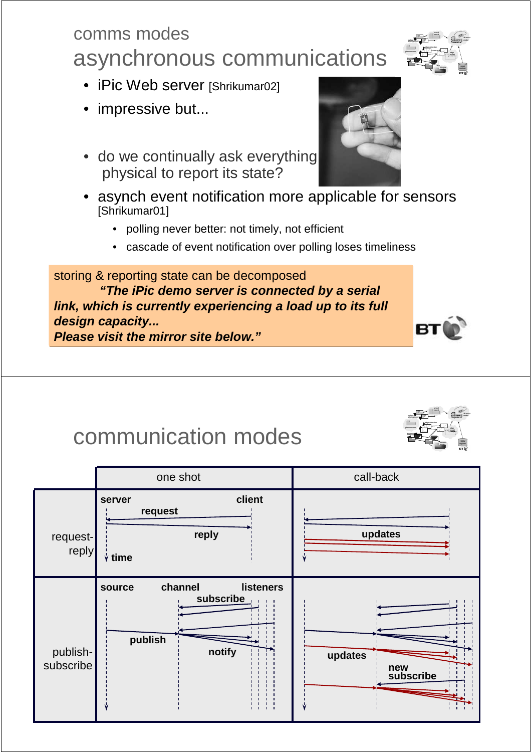## comms modes
# asynchronous communications

- iPic Web server [Shrikumar02]
- impressive but...
- do we continually ask everything physical to report its state?
- asynch event notification more applicable for sensors [Shrikumar01]
  - polling never better: not timely, not efficient
  - cascade of event notification over polling loses timeliness

storing & reporting state can be decomposed

***"The iPic demo server is connected by a serial link, which is currently experiencing a load up to its full design capacity... Please visit the mirror site below."***

# communication modes

| | one shot | call-back |
|---|---|---|
| request-reply | server, client, request, reply, time | updates |
| publish-subscribe | source, channel, listeners, subscribe, publish, notify | updates, new subscribe |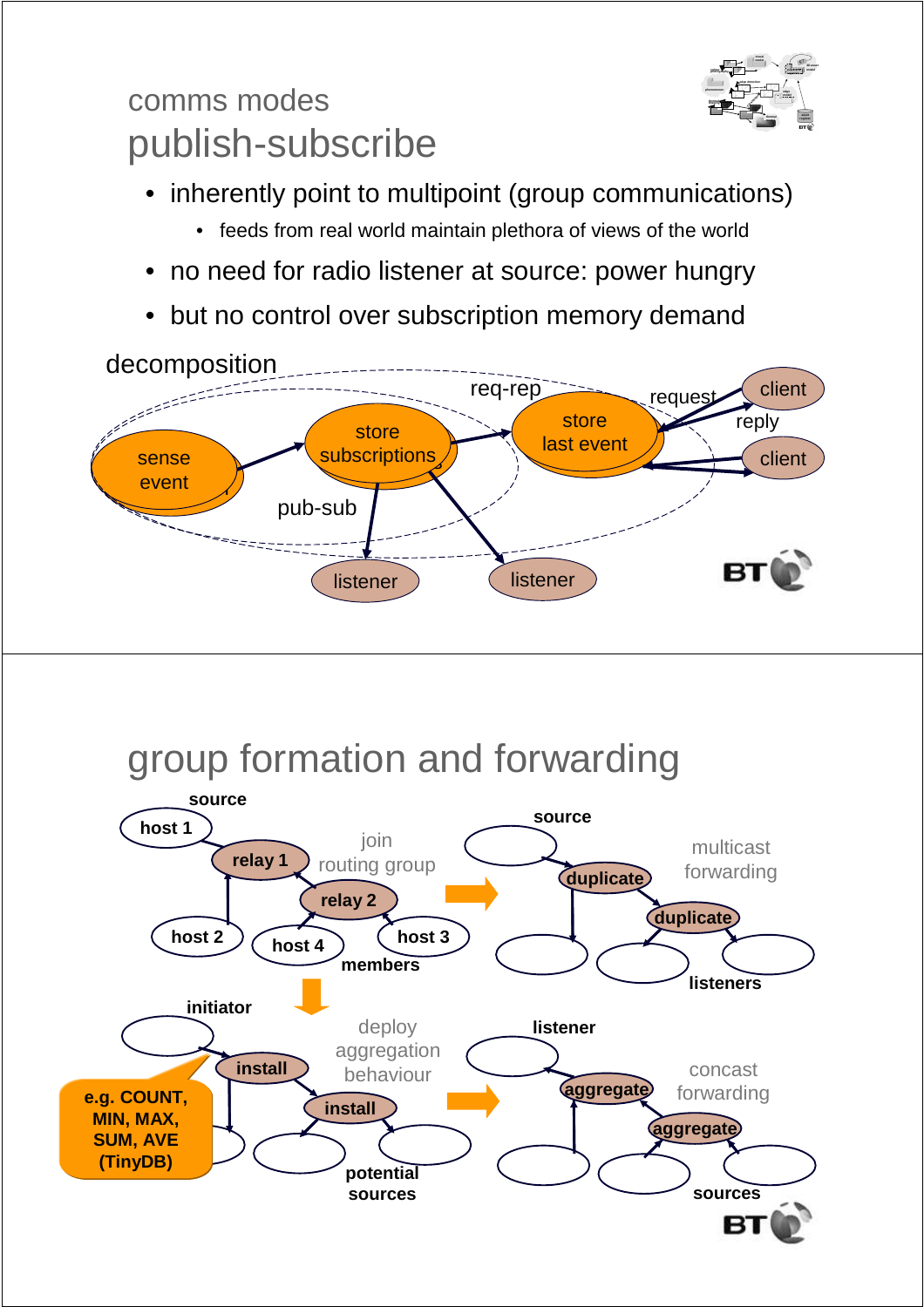## comms modes
# publish-subscribe

- inherently point to multipoint (group communications)
  - feeds from real world maintain plethora of views of the world
- no need for radio listener at source: power hungry
- but no control over subscription memory demand

decomposition

sense event → store subscriptions → store last event

req-rep — request / reply — client, client

pub-sub — listener, listener

# group formation and forwarding

source: host 1 — relay 1 — relay 2 — host 2, host 4, host 3 (members)

join routing group

source — duplicate — duplicate — listeners

multicast forwarding

initiator — install — install — potential sources

e.g. COUNT, MIN, MAX, SUM, AVE (TinyDB)

deploy aggregation behaviour

listener — aggregate — aggregate — sources

concast forwarding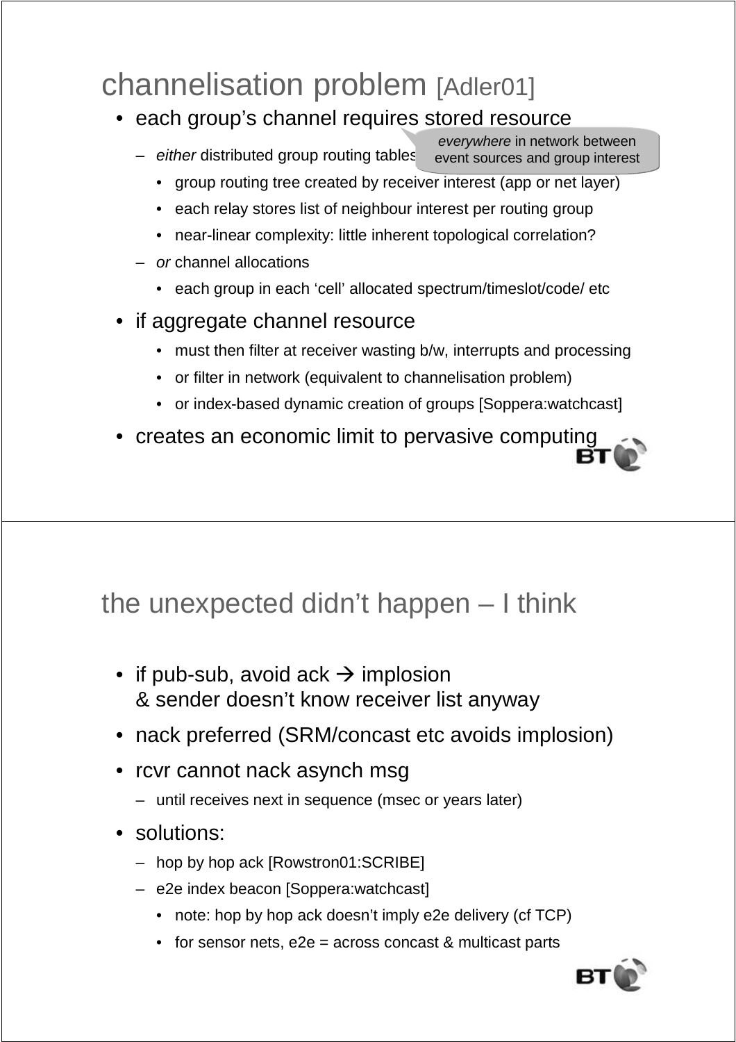## channelisation problem [Adler01]

- each group's channel requires stored resource
  - *either* distributed group routing tables

    *everywhere* in network between event sources and group interest

    - group routing tree created by receiver interest (app or net layer)
    - each relay stores list of neighbour interest per routing group
    - near-linear complexity: little inherent topological correlation?
  - *or* channel allocations
    - each group in each 'cell' allocated spectrum/timeslot/code/ etc
- if aggregate channel resource
  - must then filter at receiver wasting b/w, interrupts and processing
  - or filter in network (equivalent to channelisation problem)
  - or index-based dynamic creation of groups [Soppera:watchcast]
- creates an economic limit to pervasive computing

## the unexpected didn't happen – I think

- if pub-sub, avoid ack → implosion
  & sender doesn't know receiver list anyway
- nack preferred (SRM/concast etc avoids implosion)
- rcvr cannot nack asynch msg
  - until receives next in sequence (msec or years later)
- solutions:
  - hop by hop ack [Rowstron01:SCRIBE]
  - e2e index beacon [Soppera:watchcast]
    - note: hop by hop ack doesn't imply e2e delivery (cf TCP)
    - for sensor nets, e2e = across concast & multicast parts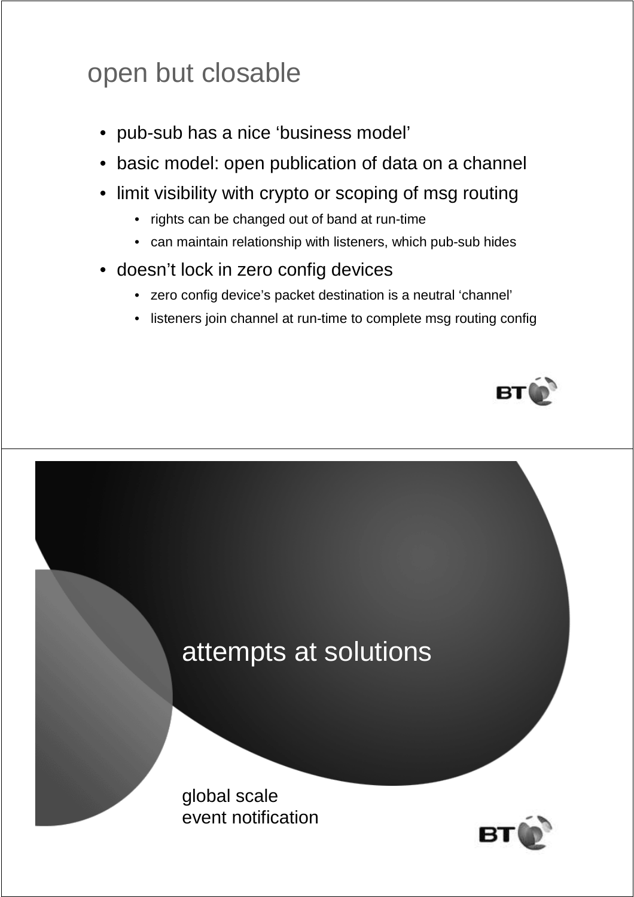## open but closable

- pub-sub has a nice ‘business model’
- basic model: open publication of data on a channel
- limit visibility with crypto or scoping of msg routing
  - rights can be changed out of band at run-time
  - can maintain relationship with listeners, which pub-sub hides
- doesn’t lock in zero config devices
  - zero config device’s packet destination is a neutral ‘channel’
  - listeners join channel at run-time to complete msg routing config

## attempts at solutions

global scale
event notification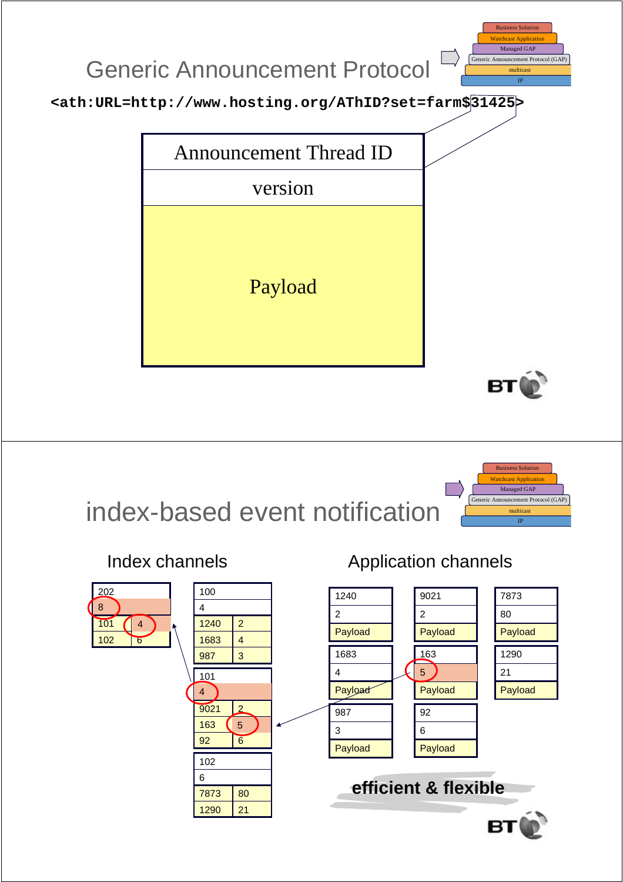# Generic Announcement Protocol

Business Solution
Watchcast Application
Managed GAP
Generic Announcement Protocol (GAP)
multicast
IP

```
<ath:URL=http://www.hosting.org/AThID?set=farm$31425>
```

| Announcement Thread ID |
|---|
| version |
| Payload |

# index-based event notification

Business Solution
Watchcast Application
Managed GAP
Generic Announcement Protocol (GAP)
multicast
IP

## Index channels

| 202 | |
|---|---|
| 8 | |
| 101 | 4 |
| 102 | 6 |

| 100 | |
|---|---|
| 4 | |
| 1240 | 2 |
| 1683 | 4 |
| 987 | 3 |

| 101 | |
|---|---|
| 4 | |
| 9021 | 2 |
| 163 | 5 |
| 92 | 6 |

| 102 | |
|---|---|
| 6 | |
| 7873 | 80 |
| 1290 | 21 |

## Application channels

| 1240 |
|---|
| 2 |
| Payload |

| 9021 |
|---|
| 2 |
| Payload |

| 7873 |
|---|
| 80 |
| Payload |

| 1683 |
|---|
| 4 |
| Payload |

| 163 |
|---|
| 5 |
| Payload |

| 1290 |
|---|
| 21 |
| Payload |

| 987 |
|---|
| 3 |
| Payload |

| 92 |
|---|
| 6 |
| Payload |

**efficient & flexible**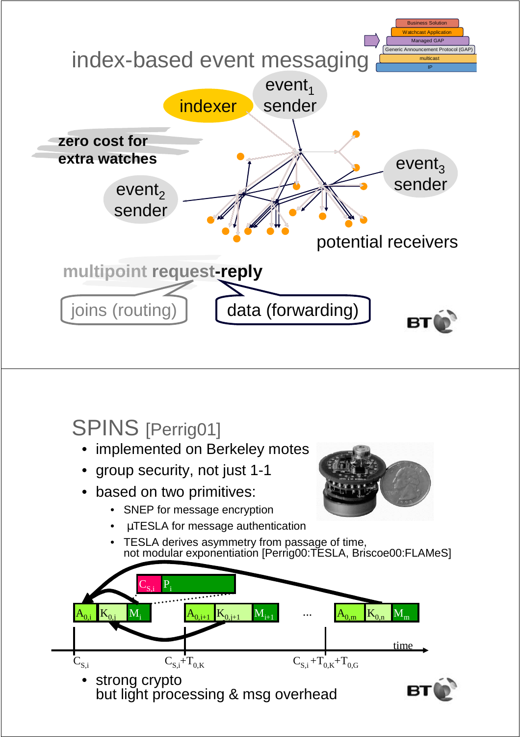## index-based event messaging

Business Solution
Watchcast Application
Managed GAP
Generic Announcement Protocol (GAP)
multicast
IP

indexer

$event_1$ sender

**zero cost for extra watches**

$event_2$ sender

$event_3$ sender

potential receivers

**multipoint request-reply**

joins (routing)

data (forwarding)

---

## SPINS [Perrig01]

- implemented on Berkeley motes
- group security, not just 1-1
- based on two primitives:
  - SNEP for message encryption
  - µTESLA for message authentication
  - TESLA derives asymmetry from passage of time, not modular exponentiation [Perrig00:TESLA, Briscoe00:FLAMeS]

$C_{S,i}$ $P_i$

$A_{0,i}$ $K_{0,j}$ $M_i$ $A_{0,i+1}$ $K_{0,j+1}$ $M_{i+1}$ ... $A_{0,m}$ $K_{0,n}$ $M_m$

time

$C_{S,i}$ $C_{S,i}+T_{0,K}$ $C_{S,i}+T_{0,K}+T_{0,G}$

- strong crypto
  but light processing & msg overhead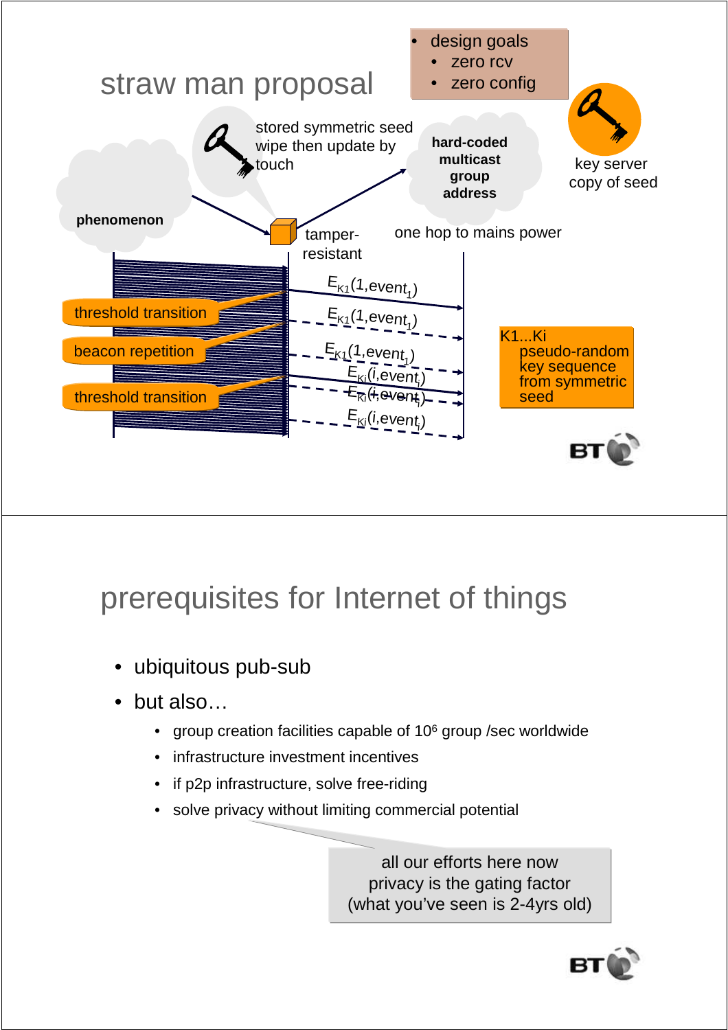# straw man proposal

- design goals
  - zero rcv
  - zero config

stored symmetric seed wipe then update by touch

**hard-coded multicast group address**

key server copy of seed

**phenomenon**

tamper-resistant

one hop to mains power

$E_{K1}(1,event_1)$

$E_{K1}(1,event_1)$

$E_{K1}(1,event_1)$

$E_{Ki}(i,event_i)$

$E_{Ki}(i,event_i)$

$E_{Ki}(i,event_i)$

threshold transition

beacon repetition

threshold transition

K1...Ki pseudo-random key sequence from symmetric seed

# prerequisites for Internet of things

- ubiquitous pub-sub
- but also…
  - group creation facilities capable of $10^6$ group /sec worldwide
  - infrastructure investment incentives
  - if p2p infrastructure, solve free-riding
  - solve privacy without limiting commercial potential

all our efforts here now privacy is the gating factor (what you've seen is 2-4yrs old)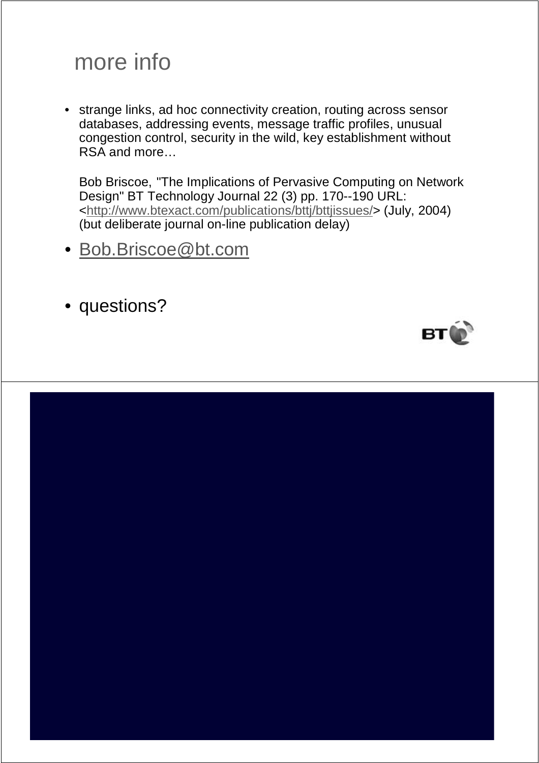# more info

- strange links, ad hoc connectivity creation, routing across sensor databases, addressing events, message traffic profiles, unusual congestion control, security in the wild, key establishment without RSA and more…

  Bob Briscoe, "The Implications of Pervasive Computing on Network Design" BT Technology Journal 22 (3) pp. 170--190 URL: <http://www.btexact.com/publications/bttj/bttjissues/> (July, 2004) (but deliberate journal on-line publication delay)

- Bob.Briscoe@bt.com

- questions?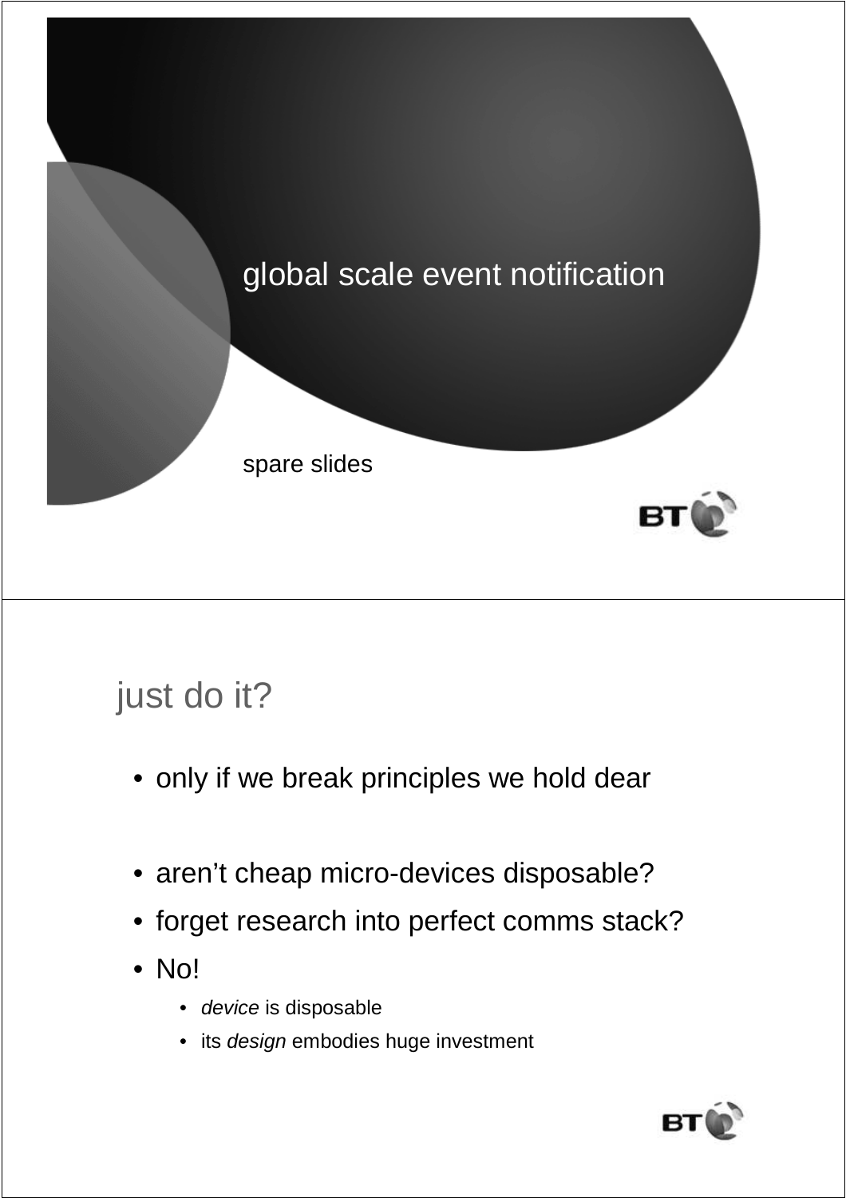# global scale event notification

spare slides

## just do it?

- only if we break principles we hold dear

- aren't cheap micro-devices disposable?
- forget research into perfect comms stack?
- No!
  - *device* is disposable
  - its *design* embodies huge investment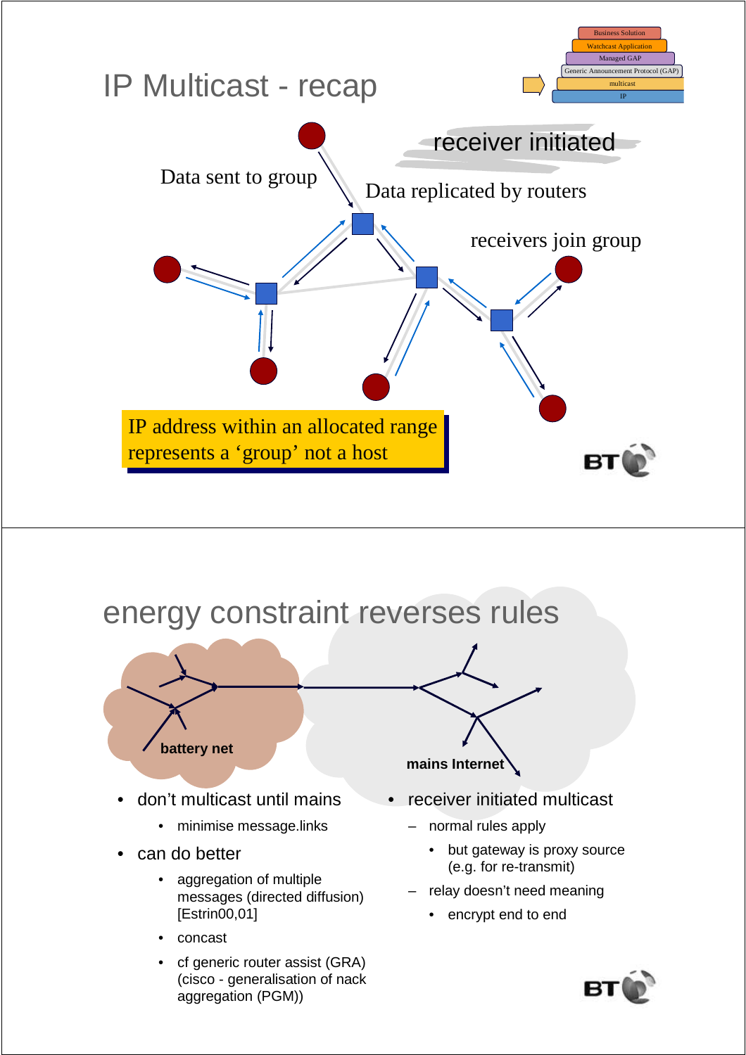# IP Multicast - recap

Business Solution
Watchcast Application
Managed GAP
Generic Announcement Protocol (GAP)
multicast
IP

receiver initiated

Data sent to group

Data replicated by routers

receivers join group

IP address within an allocated range represents a ‘group’ not a host

# energy constraint reverses rules

battery net

mains Internet

- don’t multicast until mains
  - minimise message.links
- can do better
  - aggregation of multiple messages (directed diffusion) [Estrin00,01]
  - concast
  - cf generic router assist (GRA) (cisco - generalisation of nack aggregation (PGM))

- receiver initiated multicast
  - normal rules apply
    - but gateway is proxy source (e.g. for re-transmit)
  - relay doesn’t need meaning
    - encrypt end to end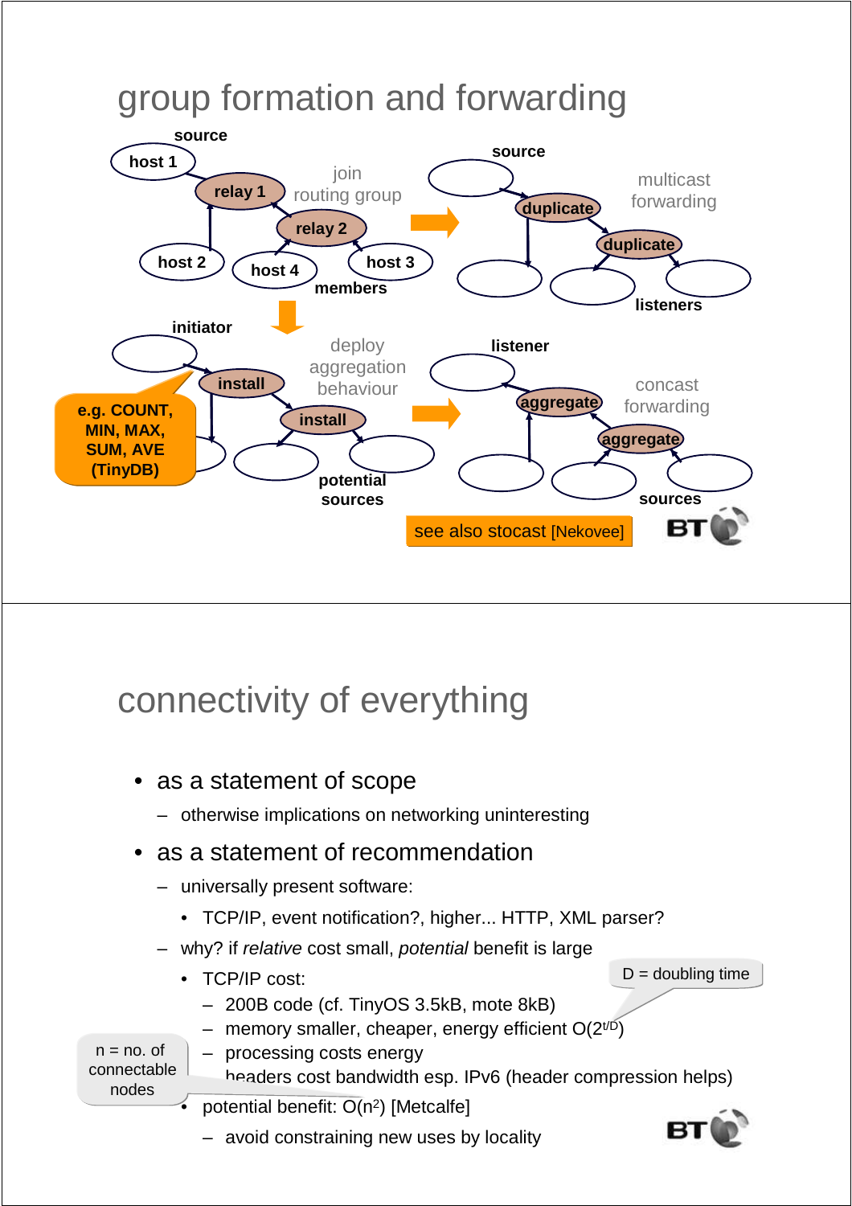# group formation and forwarding

source

host 1

relay 1

join routing group

relay 2

host 2

host 4

host 3

members

source

duplicate

multicast forwarding

duplicate

listeners

initiator

install

deploy aggregation behaviour

install

e.g. COUNT, MIN, MAX, SUM, AVE (TinyDB)

potential sources

listener

aggregate

concast forwarding

aggregate

sources

see also stocast [Nekovee]

# connectivity of everything

- as a statement of scope
  - otherwise implications on networking uninteresting
- as a statement of recommendation
  - universally present software:
    - TCP/IP, event notification?, higher... HTTP, XML parser?
  - why? if *relative* cost small, *potential* benefit is large
    - TCP/IP cost:
      - 200B code (cf. TinyOS 3.5kB, mote 8kB)
      - memory smaller, cheaper, energy efficient $O(2^{t/D})$
      - processing costs energy
      - headers cost bandwidth esp. IPv6 (header compression helps)
    - potential benefit: $O(n^2)$ [Metcalfe]
      - avoid constraining new uses by locality

D = doubling time

n = no. of connectable nodes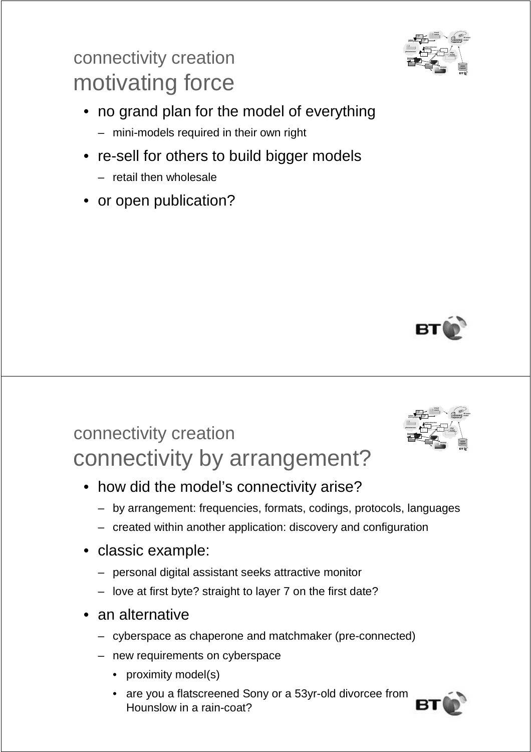## connectivity creation
# motivating force

- no grand plan for the model of everything
  - mini-models required in their own right
- re-sell for others to build bigger models
  - retail then wholesale
- or open publication?

## connectivity creation
# connectivity by arrangement?

- how did the model's connectivity arise?
  - by arrangement: frequencies, formats, codings, protocols, languages
  - created within another application: discovery and configuration
- classic example:
  - personal digital assistant seeks attractive monitor
  - love at first byte? straight to layer 7 on the first date?
- an alternative
  - cyberspace as chaperone and matchmaker (pre-connected)
  - new requirements on cyberspace
    - proximity model(s)
    - are you a flatscreened Sony or a 53yr-old divorcee from Hounslow in a rain-coat?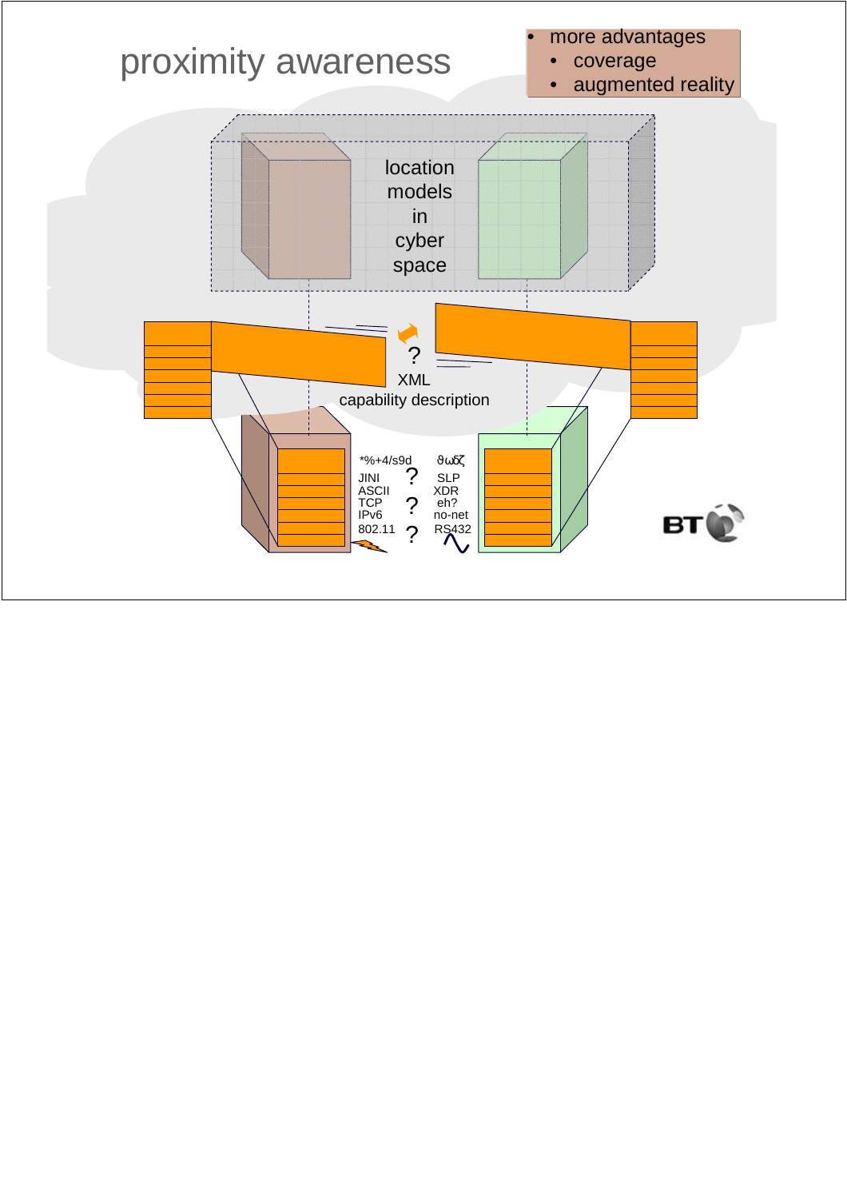# proximity awareness

- more advantages
  - coverage
  - augmented reality

location
models
in
cyber
space

?
XML
capability description

*%+4/s9d
JINI
ASCII
TCP
IPv6
802.11

?
?
?

ϑωδζ
SLP
XDR
eh?
no-net
RS432

BT